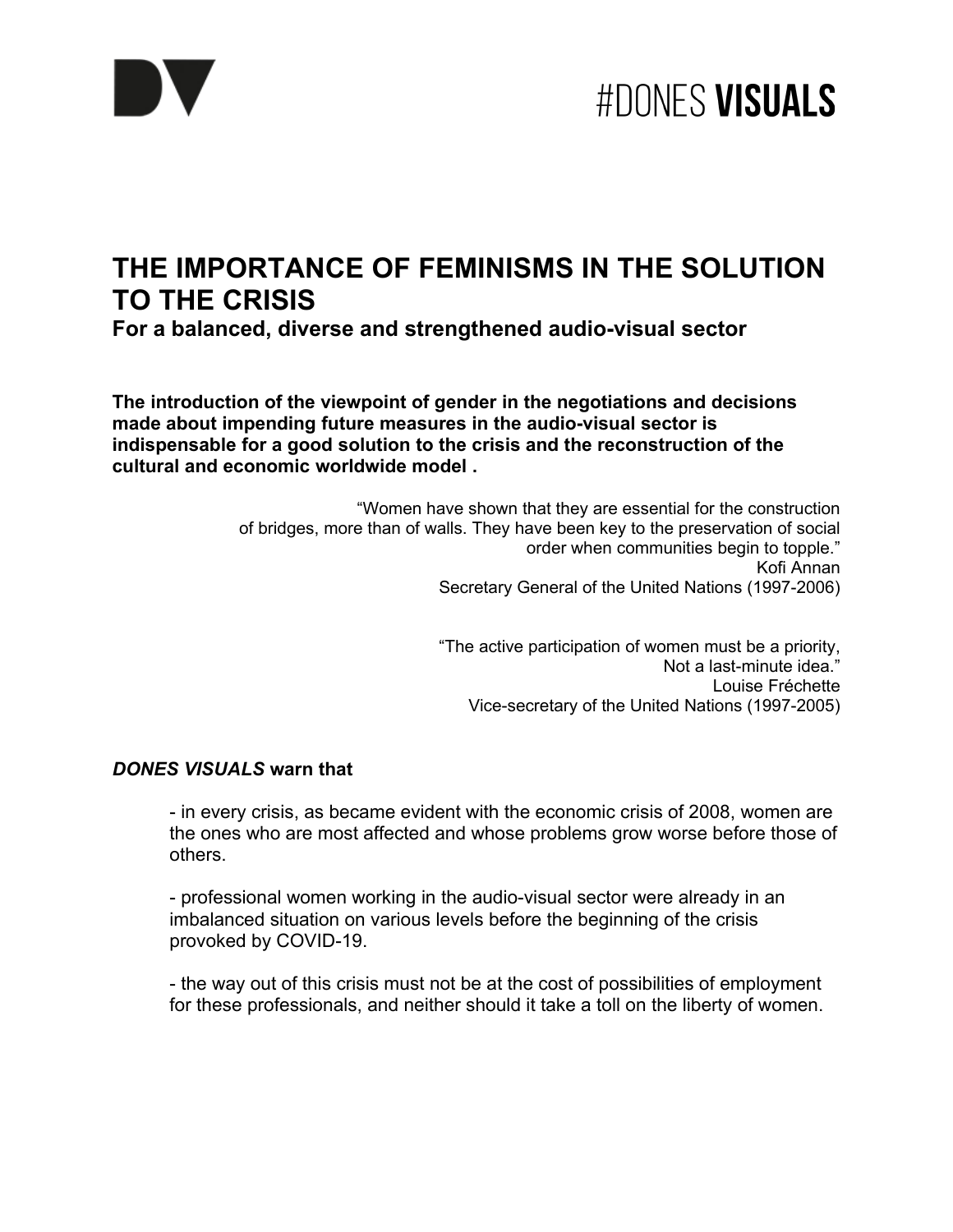# THE IMPORTANCE OF FEMINISMS IN THE SOLUTION TO THE CRISIS

## For a balanced, diverse and strengthened audio-visual sector

**The introduction of the viewpoint of gender in the negotiations and decisions made about impending future measures in the audio-visual sector is indispensable for a good solution to the crisis and the reconstruction of the cultural and economic worldwide model .**

> "Women have shown that they are essential for the construction of bridges, more than of walls. They have been key to the preservation of social order when communities begin to topple."
> Kofi Annan
> Secretary General of the United Nations (1997-2006)

> "The active participation of women must be a priority, Not a last-minute idea."
> Louise Fréchette
> Vice-secretary of the United Nations (1997-2005)

***DONES VISUALS*** **warn that**

- in every crisis, as became evident with the economic crisis of 2008, women are the ones who are most affected and whose problems grow worse before those of others.

- professional women working in the audio-visual sector were already in an imbalanced situation on various levels before the beginning of the crisis provoked by COVID-19.

- the way out of this crisis must not be at the cost of possibilities of employment for these professionals, and neither should it take a toll on the liberty of women.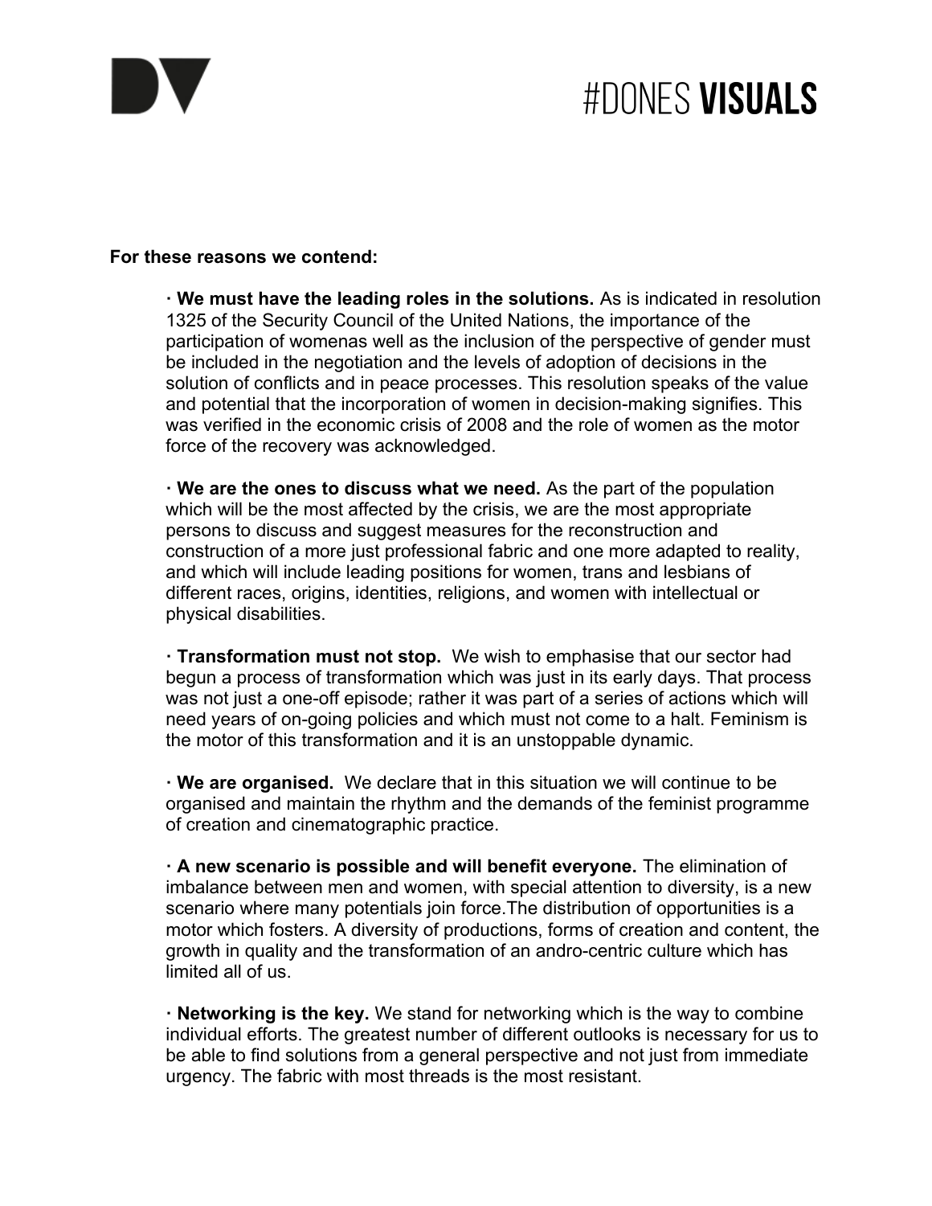**For these reasons we contend:**

- **We must have the leading roles in the solutions.** As is indicated in resolution 1325 of the Security Council of the United Nations, the importance of the participation of womenas well as the inclusion of the perspective of gender must be included in the negotiation and the levels of adoption of decisions in the solution of conflicts and in peace processes. This resolution speaks of the value and potential that the incorporation of women in decision-making signifies. This was verified in the economic crisis of 2008 and the role of women as the motor force of the recovery was acknowledged.

- **We are the ones to discuss what we need.** As the part of the population which will be the most affected by the crisis, we are the most appropriate persons to discuss and suggest measures for the reconstruction and construction of a more just professional fabric and one more adapted to reality, and which will include leading positions for women, trans and lesbians of different races, origins, identities, religions, and women with intellectual or physical disabilities.

- **Transformation must not stop.** We wish to emphasise that our sector had begun a process of transformation which was just in its early days. That process was not just a one-off episode; rather it was part of a series of actions which will need years of on-going policies and which must not come to a halt. Feminism is the motor of this transformation and it is an unstoppable dynamic.

- **We are organised.** We declare that in this situation we will continue to be organised and maintain the rhythm and the demands of the feminist programme of creation and cinematographic practice.

- **A new scenario is possible and will benefit everyone.** The elimination of imbalance between men and women, with special attention to diversity, is a new scenario where many potentials join force.The distribution of opportunities is a motor which fosters. A diversity of productions, forms of creation and content, the growth in quality and the transformation of an andro-centric culture which has limited all of us.

- **Networking is the key.** We stand for networking which is the way to combine individual efforts. The greatest number of different outlooks is necessary for us to be able to find solutions from a general perspective and not just from immediate urgency. The fabric with most threads is the most resistant.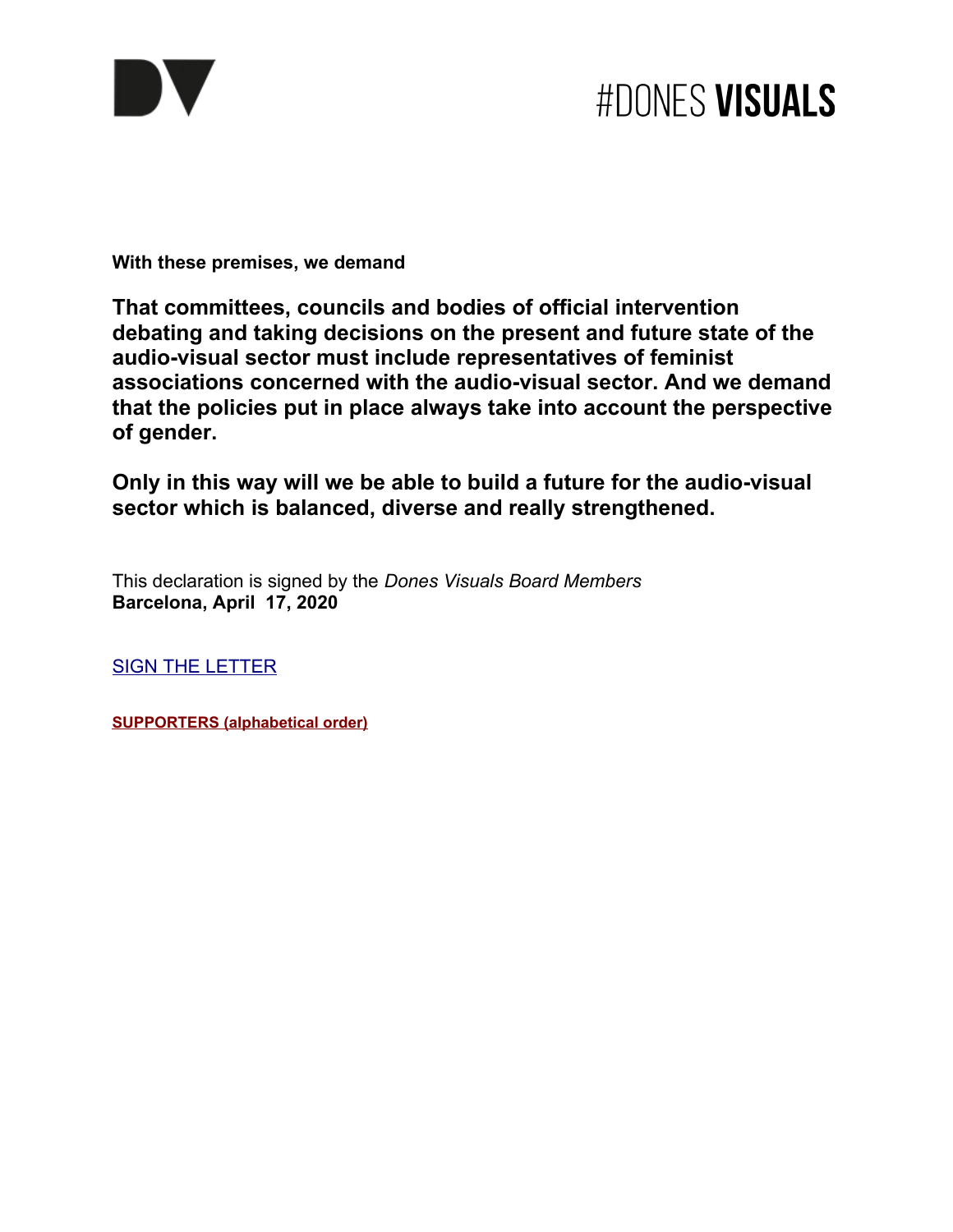**With these premises, we demand**

**That committees, councils and bodies of official intervention debating and taking decisions on the present and future state of the audio-visual sector must include representatives of feminist associations concerned with the audio-visual sector. And we demand that the policies put in place always take into account the perspective of gender.**

**Only in this way will we be able to build a future for the audio-visual sector which is balanced, diverse and really strengthened.**

This declaration is signed by the *Dones Visuals Board Members*
**Barcelona, April 17, 2020**

SIGN THE LETTER

**SUPPORTERS (alphabetical order)**